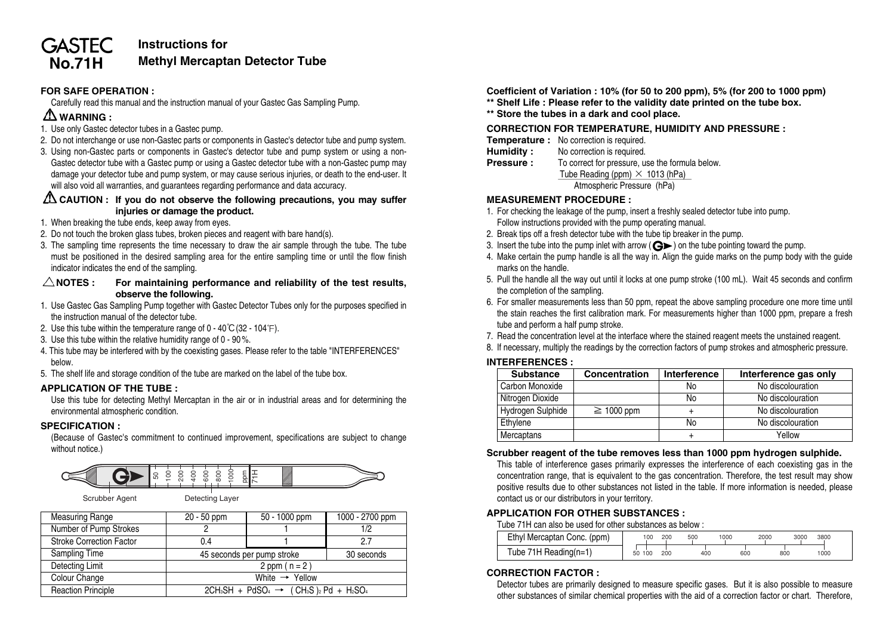# GASTEC No.71H

## Instructions for Methyl Mercaptan Detector Tube

### FOR SAFE OPERATION :

Carefully read this manual and the instruction manual of your Gastec Gas Sampling Pump.

### ⚠ WARNING :

1. Use only Gastec detector tubes in a Gastec pump.
2. Do not interchange or use non-Gastec parts or components in Gastec's detector tube and pump system.
3. Using non-Gastec parts or components in Gastec's detector tube and pump system or using a non-Gastec detector tube with a Gastec pump or using a Gastec detector tube with a non-Gastec pump may damage your detector tube and pump system, or may cause serious injuries, or death to the end-user. It will also void all warranties, and guarantees regarding performance and data accuracy.

### ⚠ CAUTION : If you do not observe the following precautions, you may suffer injuries or damage the product.

1. When breaking the tube ends, keep away from eyes.
2. Do not touch the broken glass tubes, broken pieces and reagent with bare hand(s).
3. The sampling time represents the time necessary to draw the air sample through the tube. The tube must be positioned in the desired sampling area for the entire sampling time or until the flow finish indicator indicates the end of the sampling.

### △ NOTES : For maintaining performance and reliability of the test results, observe the following.

1. Use Gastec Gas Sampling Pump together with Gastec Detector Tubes only for the purposes specified in the instruction manual of the detector tube.
2. Use this tube within the temperature range of 0 - 40℃ (32 - 104℉).
3. Use this tube within the relative humidity range of 0 - 90%.
4. This tube may be interfered with by the coexisting gases. Please refer to the table "INTERFERENCES" below.
5. The shelf life and storage condition of the tube are marked on the label of the tube box.

### APPLICATION OF THE TUBE :

Use this tube for detecting Methyl Mercaptan in the air or in industrial areas and for determining the environmental atmospheric condition.

### SPECIFICATION :

(Because of Gastec's commitment to continued improvement, specifications are subject to change without notice.)

Tube scale: 50, 100, 200, 400, 600, 800, 1000 ppm — 71H

Scrubber Agent — Detecting Layer

| Measuring Range | 20 - 50 ppm | 50 - 1000 ppm | 1000 - 2700 ppm |
|---|---|---|---|
| Number of Pump Strokes | 2 | 1 | 1/2 |
| Stroke Correction Factor | 0.4 | 1 | 2.7 |
| Sampling Time | 45 seconds per pump stroke | | 30 seconds |
| Detecting Limit | 2 ppm ( n = 2 ) | | |
| Colour Change | White → Yellow | | |
| Reaction Principle | $2CH_3SH + PdSO_4 \rightarrow (CH_3S)_2Pd + H_2SO_4$ | | |

**Coefficient of Variation : 10% (for 50 to 200 ppm), 5% (for 200 to 1000 ppm)**

**\*\* Shelf Life : Please refer to the validity date printed on the tube box.**

**\*\* Store the tubes in a dark and cool place.**

### CORRECTION FOR TEMPERATURE, HUMIDITY AND PRESSURE :

**Temperature :** No correction is required.

**Humidity :** No correction is required.

**Pressure :** To correct for pressure, use the formula below.

$$\frac{\text{Tube Reading (ppm)} \times 1013 \text{ (hPa)}}{\text{Atmospheric Pressure (hPa)}}$$

### MEASUREMENT PROCEDURE :

1. For checking the leakage of the pump, insert a freshly sealed detector tube into pump. Follow instructions provided with the pump operating manual.
2. Break tips off a fresh detector tube with the tube tip breaker in the pump.
3. Insert the tube into the pump inlet with arrow (G►) on the tube pointing toward the pump.
4. Make certain the pump handle is all the way in. Align the guide marks on the pump body with the guide marks on the handle.
5. Pull the handle all the way out until it locks at one pump stroke (100 mL). Wait 45 seconds and confirm the completion of the sampling.
6. For smaller measurements less than 50 ppm, repeat the above sampling procedure one more time until the stain reaches the first calibration mark. For measurements higher than 1000 ppm, prepare a fresh tube and perform a half pump stroke.
7. Read the concentration level at the interface where the stained reagent meets the unstained reagent.
8. If necessary, multiply the readings by the correction factors of pump strokes and atmospheric pressure.

### INTERFERENCES :

| Substance | Concentration | Interference | Interference gas only |
|---|---|---|---|
| Carbon Monoxide | | No | No discolouration |
| Nitrogen Dioxide | | No | No discolouration |
| Hydrogen Sulphide | ≧ 1000 ppm | + | No discolouration |
| Ethylene | | No | No discolouration |
| Mercaptans | | + | Yellow |

**Scrubber reagent of the tube removes less than 1000 ppm hydrogen sulphide.**

This table of interference gases primarily expresses the interference of each coexisting gas in the concentration range, that is equivalent to the gas concentration. Therefore, the test result may show positive results due to other substances not listed in the table. If more information is needed, please contact us or our distributors in your territory.

### APPLICATION FOR OTHER SUBSTANCES :

Tube 71H can also be used for other substances as below :

| Ethyl Mercaptan Conc. (ppm) | 100 | 200 | 500 | 1000 | 2000 | 3000 | 3800 |
|---|---|---|---|---|---|---|---|
| Tube 71H Reading(n=1) | 50 100 | 200 | 400 | 600 | 800 | 1000 | |

### CORRECTION FACTOR :

Detector tubes are primarily designed to measure specific gases. But it is also possible to measure other substances of similar chemical properties with the aid of a correction factor or chart. Therefore,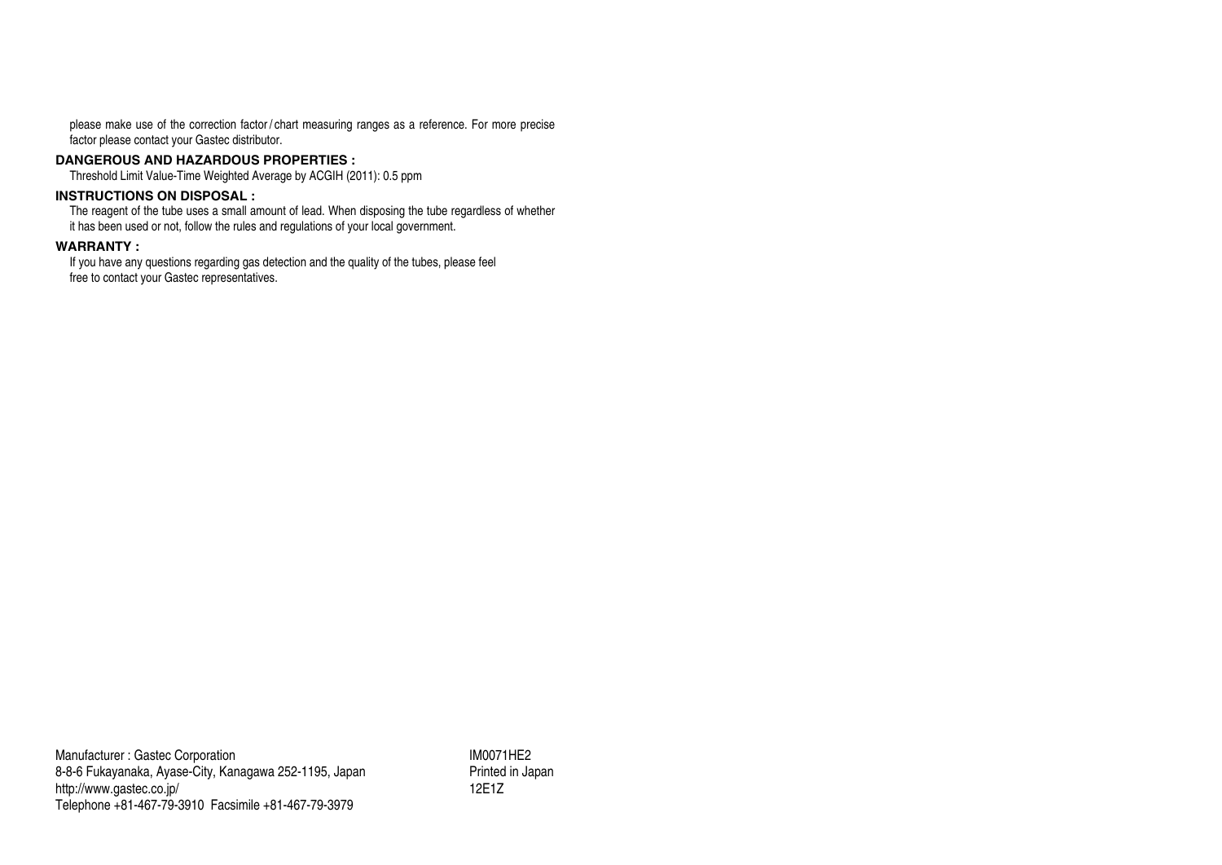please make use of the correction factor / chart measuring ranges as a reference. For more precise factor please contact your Gastec distributor.

**DANGEROUS AND HAZARDOUS PROPERTIES :**

Threshold Limit Value-Time Weighted Average by ACGIH (2011): 0.5 ppm

**INSTRUCTIONS ON DISPOSAL :**

The reagent of the tube uses a small amount of lead. When disposing the tube regardless of whether it has been used or not, follow the rules and regulations of your local government.

**WARRANTY :**

If you have any questions regarding gas detection and the quality of the tubes, please feel free to contact your Gastec representatives.

Manufacturer : Gastec Corporation
8-8-6 Fukayanaka, Ayase-City, Kanagawa 252-1195, Japan
http://www.gastec.co.jp/
Telephone +81-467-79-3910 Facsimile +81-467-79-3979

IM0071HE2
Printed in Japan
12E1Z